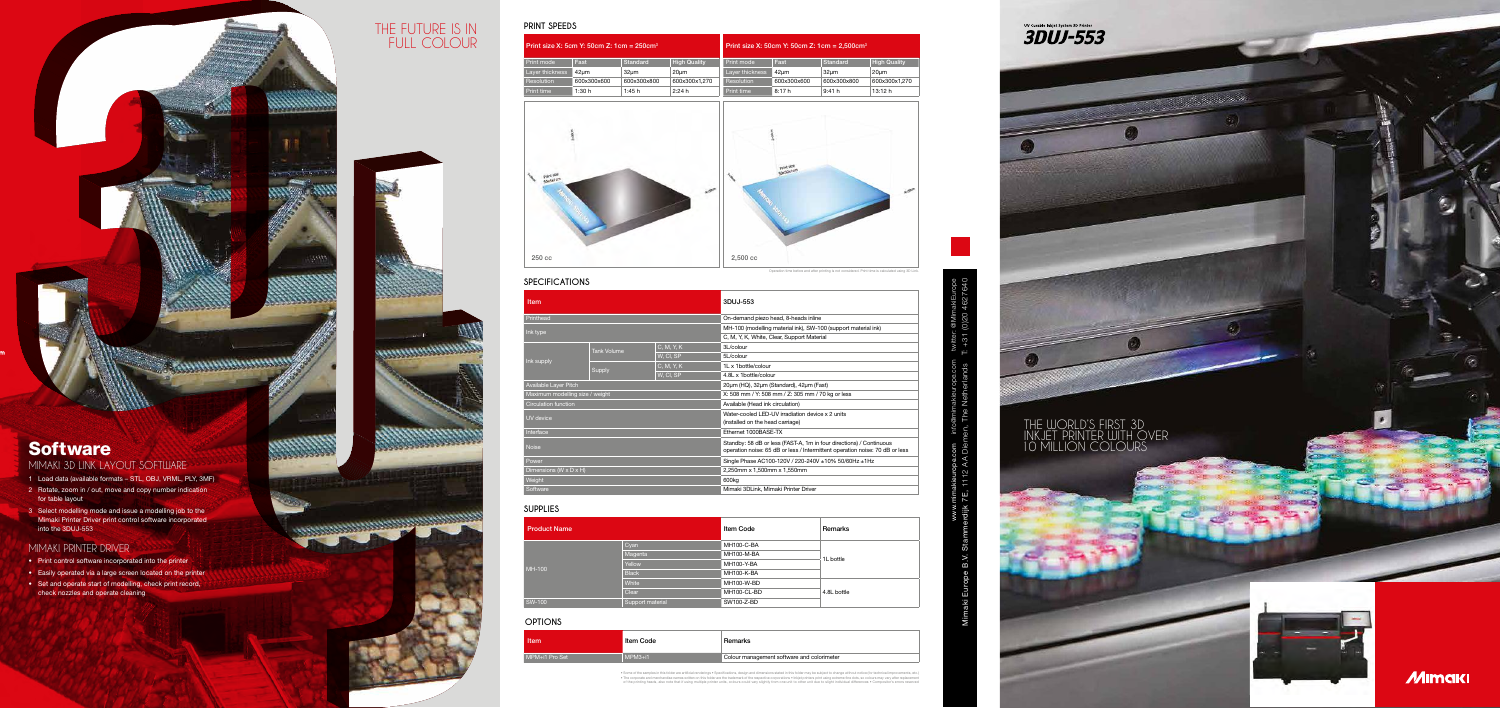# THE FUTURE IS IN FULL COLOUR

## Software

### MIMAKI 3D LINK LAYOUT SOFTWARE

1. Load data (available formats – STL, OBJ, VRML, PLY, 3MF)
2. Rotate, zoom in / out, move and copy number indication for table layout
3. Select modelling mode and issue a modelling job to the Mimaki Printer Driver print control software incorporated into the 3DUJ-553

### MIMAKI PRINTER DRIVER

- Print control software incorporated into the printer
- Easily operated via a large screen located on the printer
- Set and operate start of modelling, check print record, check nozzles and operate cleaning

## PRINT SPEEDS

| Print size X: 5cm Y: 50cm Z: 1cm = 250cm³ | | | |
|---|---|---|---|
| Print mode | Fast | Standard | High Quality |
| Layer thickness | 42μm | 32μm | 20μm |
| Resolution | 600x300x600 | 600x300x800 | 600x300x1,270 |
| Print time | 1:30 h | 1:45 h | 2:24 h |

250 cc

| Print size X: 50cm Y: 50cm Z: 1cm = 2,500cm³ | | | |
|---|---|---|---|
| Print mode | Fast | Standard | High Quality |
| Layer thickness | 42μm | 32μm | 20μm |
| Resolution | 600x300x600 | 600x300x800 | 600x300x1,270 |
| Print time | 8:17 h | 9:41 h | 13:12 h |

2,500 cc

## SPECIFICATIONS

| Item | | | 3DUJ-553 |
|---|---|---|---|
| Printhead | | | On-demand piezo head, 8-heads inline |
| Ink type | | | MH-100 (modelling material ink), SW-100 (support material ink) |
| | | | C, M, Y, K, White, Clear, Support Material |
| Ink supply | Tank Volume | C, M, Y, K | 3L/colour |
| | | W, Cl, SP | 5L/colour |
| | Supply | C, M, Y, K | 1L x 1bottle/colour |
| | | W, Cl, SP | 4.8L x 1bottle/colour |
| Available Layer Pitch | | | 20μm (HQ), 32μm (Standard), 42μm (Fast) |
| Maximum modelling size / weight | | | X: 508 mm / Y: 508 mm / Z: 305 mm / 70 kg or less |
| Circulation function | | | Available (Head ink circulation) |
| UV device | | | Water-cooled LED-UV irradiation device x 2 units (installed on the head carriage) |
| Interface | | | Ethernet 1000BASE-TX |
| Noise | | | Standby: 58 dB or less (FAST-A, 1m in four directions) / Continuous operation noise: 65 dB or less / Intermittent operation noise: 70 dB or less |
| Power | | | Single Phase AC100-120V / 220-240V ±10% 50/60Hz ±1Hz |
| Dimensions (W x D x H) | | | 2,250mm x 1,500mm x 1,550mm |
| Weight | | | 600kg |
| Software | | | Mimaki 3DLink, Mimaki Printer Driver |

## SUPPLIES

| Product Name | | Item Code | Remarks |
|---|---|---|---|
| MH-100 | Cyan | MH100-C-BA | 1L bottle |
| | Magenta | MH100-M-BA | |
| | Yellow | MH100-Y-BA | |
| | Black | MH100-K-BA | |
| | White | MH100-W-BD | 4.8L bottle |
| | Clear | MH100-CL-BD | |
| SW-100 | Support material | SW100-Z-BD | |

## OPTIONS

| Item | Item Code | Remarks |
|---|---|---|
| MPM+II Pro Set | MPM3+II | Colour management software and colorimeter |

UV Curable Inkjet System 3D Printer

# 3DUJ-553

THE WORLD'S FIRST 3D INKJET PRINTER WITH OVER 10 MILLION COLOURS

www.mimakieurope.com info@mimakieurope.com twitter: @MimakiEurope
Mimaki Europe B.V. Stammerdijk 7E, 1112 AA Diemen, The Netherlands. T: +31 (0)20 462 7640

MIMAKI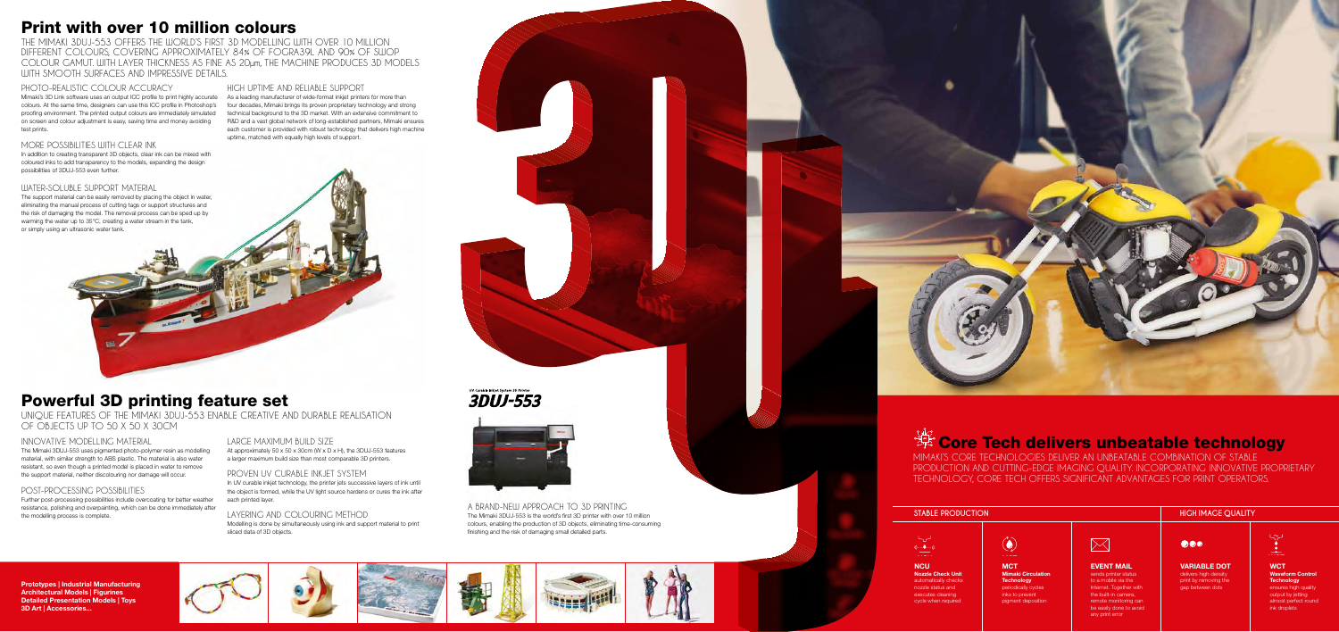# Print with over 10 million colours

THE MIMAKI 3DUJ-553 OFFERS THE WORLD'S FIRST 3D MODELLING WITH OVER 10 MILLION DIFFERENT COLOURS, COVERING APPROXIMATELY 84% OF FOGRA39L AND 90% OF SWOP COLOUR GAMUT. WITH LAYER THICKNESS AS FINE AS 20µm, THE MACHINE PRODUCES 3D MODELS WITH SMOOTH SURFACES AND IMPRESSIVE DETAILS.

### PHOTO-REALISTIC COLOUR ACCURACY

Mimaki's 3D Link software uses an output ICC profile to print highly accurate colours. At the same time, designers can use this ICC profile in Photoshop's proofing environment. The printed output colours are immediately simulated on screen and colour adjustment is easy, saving time and money avoiding test prints.

### MORE POSSIBILITIES WITH CLEAR INK

In addition to creating transparent 3D objects, clear ink can be mixed with coloured inks to add transparency to the models, expanding the design possibilities of 3DUJ-553 even further.

### WATER-SOLUBLE SUPPORT MATERIAL

The support material can be easily removed by placing the object in water, eliminating the manual process of cutting tags or support structures and the risk of damaging the model. The removal process can be sped up by warming the water up to 35°C, creating a water stream in the tank, or simply using an ultrasonic water tank.

### HIGH UPTIME AND RELIABLE SUPPORT

As a leading manufacturer of wide-format inkjet printers for more than four decades, Mimaki brings its proven proprietary technology and strong technical background to the 3D market. With an extensive commitment to R&D and a vast global network of long-established partners, Mimaki ensures each customer is provided with robust technology that delivers high machine uptime, matched with equally high levels of support.

# Powerful 3D printing feature set

UNIQUE FEATURES OF THE MIMAKI 3DUJ-553 ENABLE CREATIVE AND DURABLE REALISATION OF OBJECTS UP TO 50 X 50 X 30CM

### INNOVATIVE MODELLING MATERIAL

The Mimaki 3DUJ-553 uses pigmented photo-polymer resin as modelling material, with similar strength to ABS plastic. The material is also water resistant, so even though a printed model is placed in water to remove the support material, neither discolouring nor damage will occur.

### POST-PROCESSING POSSIBILITIES

Further post-processing possibilities include overcoating for better weather resistance, polishing and overpainting, which can be done immediately after the modelling process is complete.

### LARGE MAXIMUM BUILD SIZE

At approximately 50 x 50 x 30cm (W x D x H), the 3DUJ-553 features a larger maximum build size than most comparable 3D printers.

### PROVEN UV CURABLE INKJET SYSTEM

In UV curable inkjet technology, the printer jets successive layers of ink until the object is formed, while the UV light source hardens or cures the ink after each printed layer.

### LAYERING AND COLOURING METHOD

Modelling is done by simultaneously using ink and support material to print sliced data of 3D objects.

UV Curable Inkjet System 3D Printer
*3DUJ-553*

### A BRAND-NEW APPROACH TO 3D PRINTING

The Mimaki 3DUJ-553 is the world's first 3D printer with over 10 million colours, enabling the production of 3D objects, eliminating time-consuming finishing and the risk of damaging small detailed parts.

**Prototypes | Industrial Manufacturing Architectural Models | Figurines Detailed Presentation Models | Toys 3D Art | Accessories...**

# Core Tech delivers unbeatable technology

MIMAKI'S CORE TECHNOLOGIES DELIVER AN UNBEATABLE COMBINATION OF STABLE PRODUCTION AND CUTTING-EDGE IMAGING QUALITY. INCORPORATING INNOVATIVE PROPRIETARY TECHNOLOGY, CORE TECH OFFERS SIGNIFICANT ADVANTAGES FOR PRINT OPERATORS.

| STABLE PRODUCTION | | | HIGH IMAGE QUALITY | |
|---|---|---|---|---|
| **NCU** **Nozzle Check Unit** automatically checks nozzle status and executes cleaning cycle when required | **MCT** **Mimaki Circulation Technology** periodically cycles inks to prevent pigment deposition | **EVENT MAIL** sends printer status to a mobile via the Internet. Together with the built-in camera, remote monitoring can be easily done to avoid any print error | **VARIABLE DOT** delivers high density print by removing the gap between dots | **WCT** **Waveform Control Technology** ensures high quality output by jetting almost perfect round ink droplets |